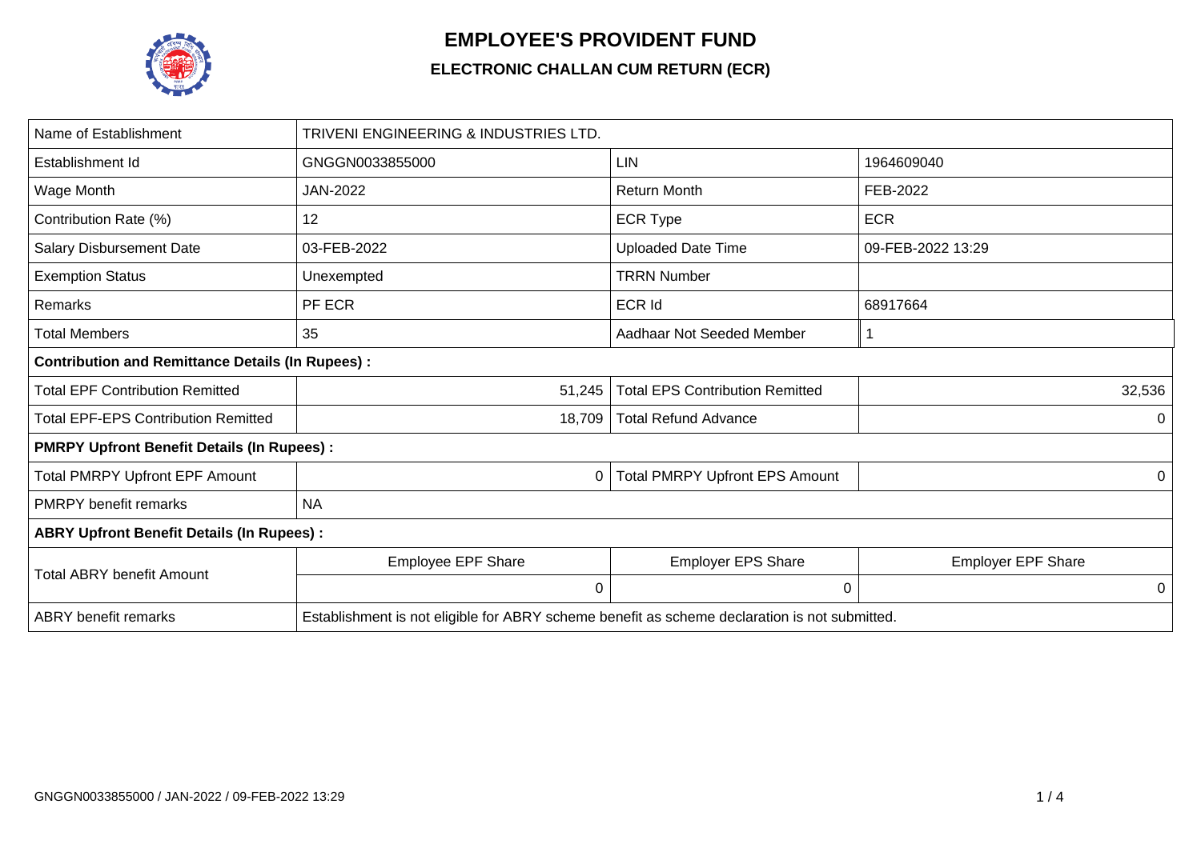# EMPLOYEE'S PROVIDENT FUND

## ELECTRONIC CHALLAN CUM RETURN (ECR)

| Name of Establishment | TRIVENI ENGINEERING & INDUSTRIES LTD. | | |
|---|---|---|---|
| Establishment Id | GNGGN0033855000 | LIN | 1964609040 |
| Wage Month | JAN-2022 | Return Month | FEB-2022 |
| Contribution Rate (%) | 12 | ECR Type | ECR |
| Salary Disbursement Date | 03-FEB-2022 | Uploaded Date Time | 09-FEB-2022 13:29 |
| Exemption Status | Unexempted | TRRN Number | |
| Remarks | PF ECR | ECR Id | 68917664 |
| Total Members | 35 | Aadhaar Not Seeded Member | 1 |
| **Contribution and Remittance Details (In Rupees) :** | | | |
| Total EPF Contribution Remitted | 51,245 | Total EPS Contribution Remitted | 32,536 |
| Total EPF-EPS Contribution Remitted | 18,709 | Total Refund Advance | 0 |
| **PMRPY Upfront Benefit Details (In Rupees) :** | | | |
| Total PMRPY Upfront EPF Amount | 0 | Total PMRPY Upfront EPS Amount | 0 |
| PMRPY benefit remarks | NA | | |
| **ABRY Upfront Benefit Details (In Rupees) :** | | | |
| Total ABRY benefit Amount | Employee EPF Share | Employer EPS Share | Employer EPF Share |
| | 0 | 0 | 0 |
| ABRY benefit remarks | Establishment is not eligible for ABRY scheme benefit as scheme declaration is not submitted. | | |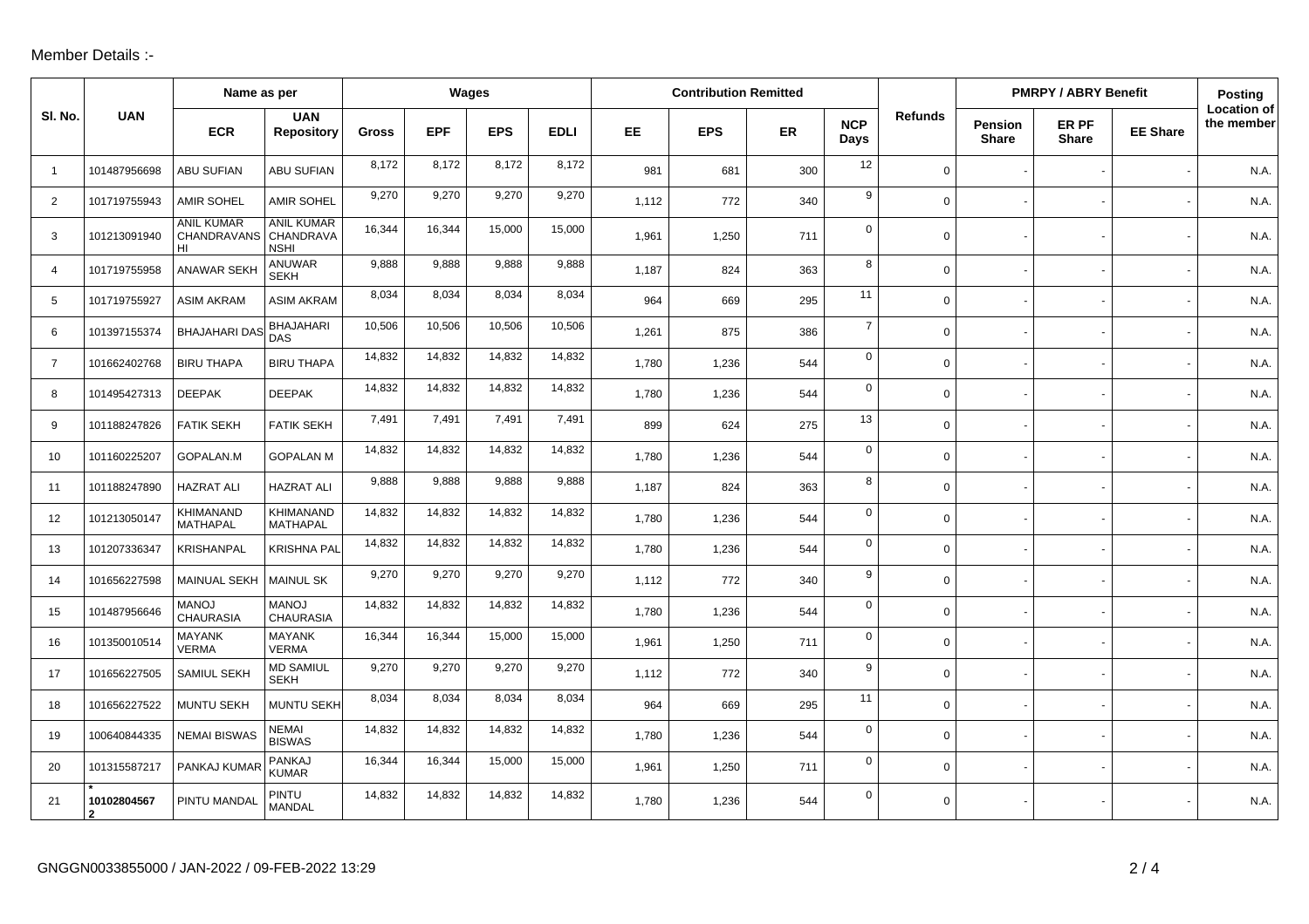Member Details :-

| Sl. No. | UAN | Name as per | | Wages | | | | Contribution Remitted | | | | Refunds | PMRPY / ABRY Benefit | | | Posting Location of the member |
|---|---|---|---|---|---|---|---|---|---|---|---|---|---|---|---|---|
| | | ECR | UAN Repository | Gross | EPF | EPS | EDLI | EE | EPS | ER | NCP Days | | Pension Share | ER PF Share | EE Share | |
| 1 | 101487956698 | ABU SUFIAN | ABU SUFIAN | 8,172 | 8,172 | 8,172 | 8,172 | 981 | 681 | 300 | 12 | 0 | - | - | - | N.A. |
| 2 | 101719755943 | AMIR SOHEL | AMIR SOHEL | 9,270 | 9,270 | 9,270 | 9,270 | 1,112 | 772 | 340 | 9 | 0 | - | - | - | N.A. |
| 3 | 101213091940 | ANIL KUMAR CHANDRAVANSHI | ANIL KUMAR CHANDRAVANSHI | 16,344 | 16,344 | 15,000 | 15,000 | 1,961 | 1,250 | 711 | 0 | 0 | - | - | - | N.A. |
| 4 | 101719755958 | ANAWAR SEKH | ANUWAR SEKH | 9,888 | 9,888 | 9,888 | 9,888 | 1,187 | 824 | 363 | 8 | 0 | - | - | - | N.A. |
| 5 | 101719755927 | ASIM AKRAM | ASIM AKRAM | 8,034 | 8,034 | 8,034 | 8,034 | 964 | 669 | 295 | 11 | 0 | - | - | - | N.A. |
| 6 | 101397155374 | BHAJAHARI DAS | BHAJAHARI DAS | 10,506 | 10,506 | 10,506 | 10,506 | 1,261 | 875 | 386 | 7 | 0 | - | - | - | N.A. |
| 7 | 101662402768 | BIRU THAPA | BIRU THAPA | 14,832 | 14,832 | 14,832 | 14,832 | 1,780 | 1,236 | 544 | 0 | 0 | - | - | - | N.A. |
| 8 | 101495427313 | DEEPAK | DEEPAK | 14,832 | 14,832 | 14,832 | 14,832 | 1,780 | 1,236 | 544 | 0 | 0 | - | - | - | N.A. |
| 9 | 101188247826 | FATIK SEKH | FATIK SEKH | 7,491 | 7,491 | 7,491 | 7,491 | 899 | 624 | 275 | 13 | 0 | - | - | - | N.A. |
| 10 | 101160225207 | GOPALAN.M | GOPALAN M | 14,832 | 14,832 | 14,832 | 14,832 | 1,780 | 1,236 | 544 | 0 | 0 | - | - | - | N.A. |
| 11 | 101188247890 | HAZRAT ALI | HAZRAT ALI | 9,888 | 9,888 | 9,888 | 9,888 | 1,187 | 824 | 363 | 8 | 0 | - | - | - | N.A. |
| 12 | 101213050147 | KHIMANAND MATHAPAL | KHIMANAND MATHAPAL | 14,832 | 14,832 | 14,832 | 14,832 | 1,780 | 1,236 | 544 | 0 | 0 | - | - | - | N.A. |
| 13 | 101207336347 | KRISHANPAL | KRISHNA PAL | 14,832 | 14,832 | 14,832 | 14,832 | 1,780 | 1,236 | 544 | 0 | 0 | - | - | - | N.A. |
| 14 | 101656227598 | MAINUAL SEKH | MAINUL SK | 9,270 | 9,270 | 9,270 | 9,270 | 1,112 | 772 | 340 | 9 | 0 | - | - | - | N.A. |
| 15 | 101487956646 | MANOJ CHAURASIA | MANOJ CHAURASIA | 14,832 | 14,832 | 14,832 | 14,832 | 1,780 | 1,236 | 544 | 0 | 0 | - | - | - | N.A. |
| 16 | 101350010514 | MAYANK VERMA | MAYANK VERMA | 16,344 | 16,344 | 15,000 | 15,000 | 1,961 | 1,250 | 711 | 0 | 0 | - | - | - | N.A. |
| 17 | 101656227505 | SAMIUL SEKH | MD SAMIUL SEKH | 9,270 | 9,270 | 9,270 | 9,270 | 1,112 | 772 | 340 | 9 | 0 | - | - | - | N.A. |
| 18 | 101656227522 | MUNTU SEKH | MUNTU SEKH | 8,034 | 8,034 | 8,034 | 8,034 | 964 | 669 | 295 | 11 | 0 | - | - | - | N.A. |
| 19 | 100640844335 | NEMAI BISWAS | NEMAI BISWAS | 14,832 | 14,832 | 14,832 | 14,832 | 1,780 | 1,236 | 544 | 0 | 0 | - | - | - | N.A. |
| 20 | 101315587217 | PANKAJ KUMAR | PANKAJ KUMAR | 16,344 | 16,344 | 15,000 | 15,000 | 1,961 | 1,250 | 711 | 0 | 0 | - | - | - | N.A. |
| 21 | *101028045672 | PINTU MANDAL | PINTU MANDAL | 14,832 | 14,832 | 14,832 | 14,832 | 1,780 | 1,236 | 544 | 0 | 0 | - | - | - | N.A. |

GNGGN0033855000 / JAN-2022 / 09-FEB-2022 13:29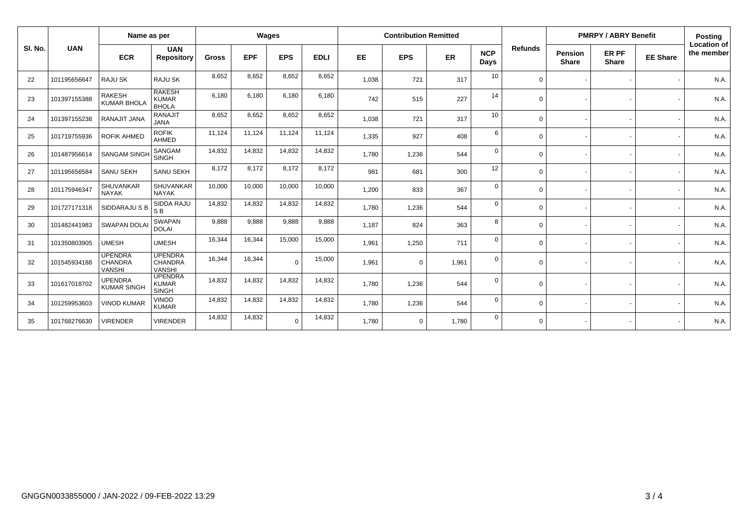| Sl. No. | UAN | Name as per | | Wages | | | | Contribution Remitted | | | | Refunds | PMRPY / ABRY Benefit | | | Posting Location of the member |
|---|---|---|---|---|---|---|---|---|---|---|---|---|---|---|---|---|
| | | ECR | UAN Repository | Gross | EPF | EPS | EDLI | EE | EPS | ER | NCP Days | | Pension Share | ER PF Share | EE Share | |
| 22 | 101195656647 | RAJU SK | RAJU SK | 8,652 | 8,652 | 8,652 | 8,652 | 1,038 | 721 | 317 | 10 | 0 | - | - | - | N.A. |
| 23 | 101397155388 | RAKESH KUMAR BHOLA | RAKESH KUMAR BHOLA | 6,180 | 6,180 | 6,180 | 6,180 | 742 | 515 | 227 | 14 | 0 | - | - | - | N.A. |
| 24 | 101397155238 | RANAJIT JANA | RANAJIT JANA | 8,652 | 8,652 | 8,652 | 8,652 | 1,038 | 721 | 317 | 10 | 0 | - | - | - | N.A. |
| 25 | 101719755936 | ROFIK AHMED | ROFIK AHMED | 11,124 | 11,124 | 11,124 | 11,124 | 1,335 | 927 | 408 | 6 | 0 | - | - | - | N.A. |
| 26 | 101487956614 | SANGAM SINGH | SANGAM SINGH | 14,832 | 14,832 | 14,832 | 14,832 | 1,780 | 1,236 | 544 | 0 | 0 | - | - | - | N.A. |
| 27 | 101195656584 | SANU SEKH | SANU SEKH | 8,172 | 8,172 | 8,172 | 8,172 | 981 | 681 | 300 | 12 | 0 | - | - | - | N.A. |
| 28 | 101175946347 | SHUVANKAR NAYAK | SHUVANKAR NAYAK | 10,000 | 10,000 | 10,000 | 10,000 | 1,200 | 833 | 367 | 0 | 0 | - | - | - | N.A. |
| 29 | 101727171318 | SIDDARAJU S B | SIDDA RAJU S B | 14,832 | 14,832 | 14,832 | 14,832 | 1,780 | 1,236 | 544 | 0 | 0 | - | - | - | N.A. |
| 30 | 101482441983 | SWAPAN DOLAI | SWAPAN DOLAI | 9,888 | 9,888 | 9,888 | 9,888 | 1,187 | 824 | 363 | 8 | 0 | - | - | - | N.A. |
| 31 | 101350803905 | UMESH | UMESH | 16,344 | 16,344 | 15,000 | 15,000 | 1,961 | 1,250 | 711 | 0 | 0 | - | - | - | N.A. |
| 32 | 101545934188 | UPENDRA CHANDRA VANSHI | UPENDRA CHANDRA VANSHI | 16,344 | 16,344 | 0 | 15,000 | 1,961 | 0 | 1,961 | 0 | 0 | - | - | - | N.A. |
| 33 | 101617018702 | UPENDRA KUMAR SINGH | UPENDRA KUMAR SINGH | 14,832 | 14,832 | 14,832 | 14,832 | 1,780 | 1,236 | 544 | 0 | 0 | - | - | - | N.A. |
| 34 | 101259953603 | VINOD KUMAR | VINOD KUMAR | 14,832 | 14,832 | 14,832 | 14,832 | 1,780 | 1,236 | 544 | 0 | 0 | - | - | - | N.A. |
| 35 | 101768276630 | VIRENDER | VIRENDER | 14,832 | 14,832 | 0 | 14,832 | 1,780 | 0 | 1,780 | 0 | 0 | - | - | - | N.A. |

GNGGN0033855000 / JAN-2022 / 09-FEB-2022 13:29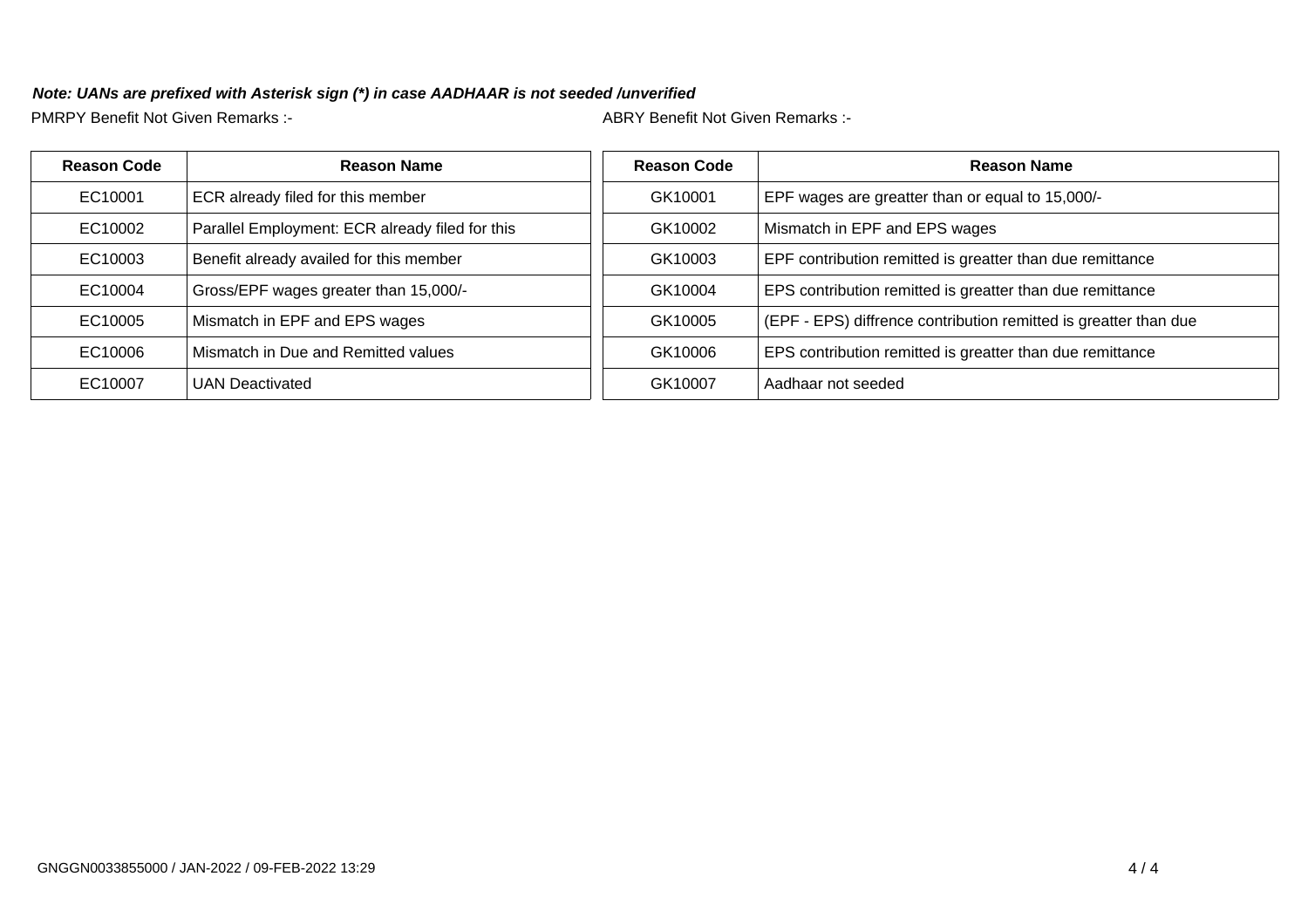***Note: UANs are prefixed with Asterisk sign (*) in case AADHAAR is not seeded /unverified***

PMRPY Benefit Not Given Remarks :-

| Reason Code | Reason Name |
| --- | --- |
| EC10001 | ECR already filed for this member |
| EC10002 | Parallel Employment: ECR already filed for this |
| EC10003 | Benefit already availed for this member |
| EC10004 | Gross/EPF wages greater than 15,000/- |
| EC10005 | Mismatch in EPF and EPS wages |
| EC10006 | Mismatch in Due and Remitted values |
| EC10007 | UAN Deactivated |

ABRY Benefit Not Given Remarks :-

| Reason Code | Reason Name |
| --- | --- |
| GK10001 | EPF wages are greatter than or equal to 15,000/- |
| GK10002 | Mismatch in EPF and EPS wages |
| GK10003 | EPF contribution remitted is greatter than due remittance |
| GK10004 | EPS contribution remitted is greatter than due remittance |
| GK10005 | (EPF - EPS) diffrence contribution remitted is greatter than due |
| GK10006 | EPS contribution remitted is greatter than due remittance |
| GK10007 | Aadhaar not seeded |

GNGGN0033855000 / JAN-2022 / 09-FEB-2022 13:29